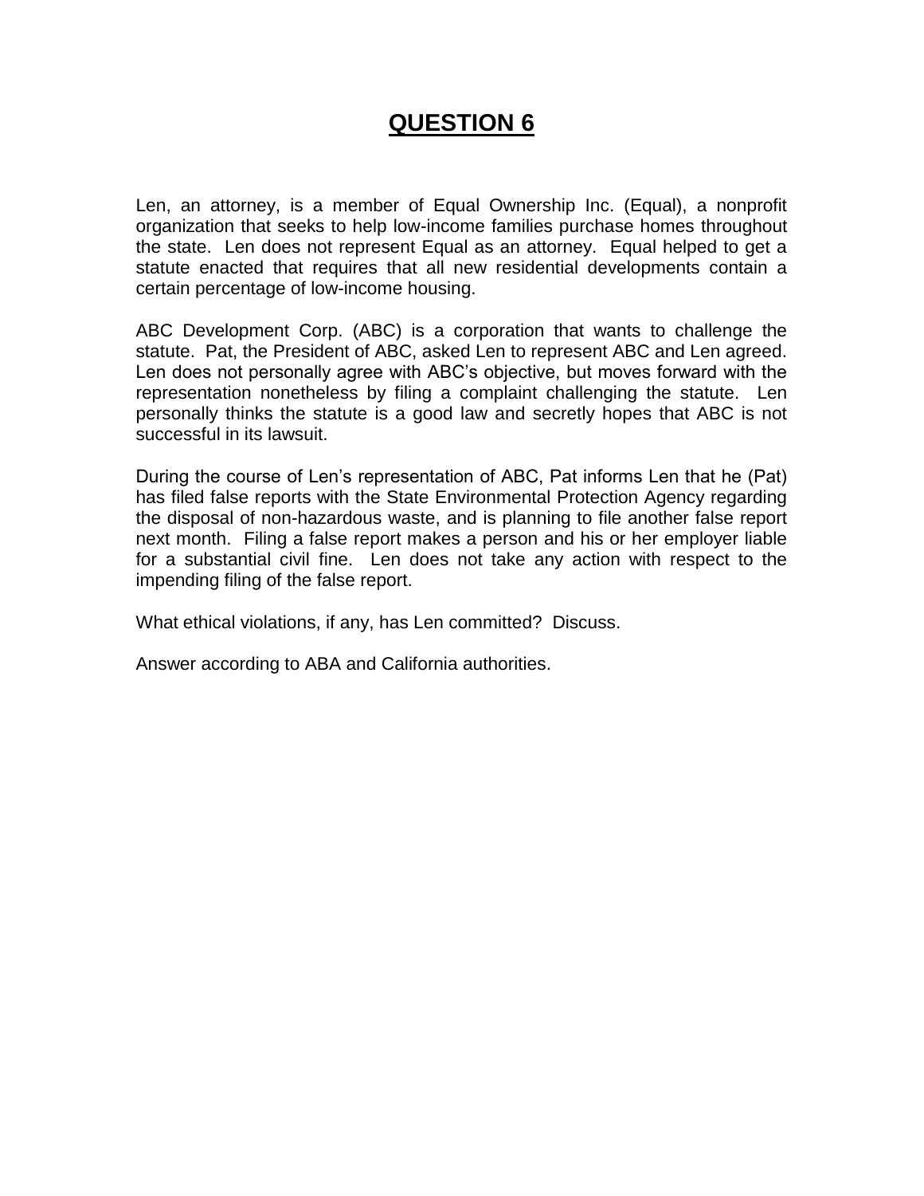# QUESTION 6

Len, an attorney, is a member of Equal Ownership Inc. (Equal), a nonprofit organization that seeks to help low-income families purchase homes throughout the state. Len does not represent Equal as an attorney. Equal helped to get a statute enacted that requires that all new residential developments contain a certain percentage of low-income housing.

ABC Development Corp. (ABC) is a corporation that wants to challenge the statute. Pat, the President of ABC, asked Len to represent ABC and Len agreed. Len does not personally agree with ABC's objective, but moves forward with the representation nonetheless by filing a complaint challenging the statute. Len personally thinks the statute is a good law and secretly hopes that ABC is not successful in its lawsuit.

During the course of Len's representation of ABC, Pat informs Len that he (Pat) has filed false reports with the State Environmental Protection Agency regarding the disposal of non-hazardous waste, and is planning to file another false report next month. Filing a false report makes a person and his or her employer liable for a substantial civil fine. Len does not take any action with respect to the impending filing of the false report.

What ethical violations, if any, has Len committed? Discuss.

Answer according to ABA and California authorities.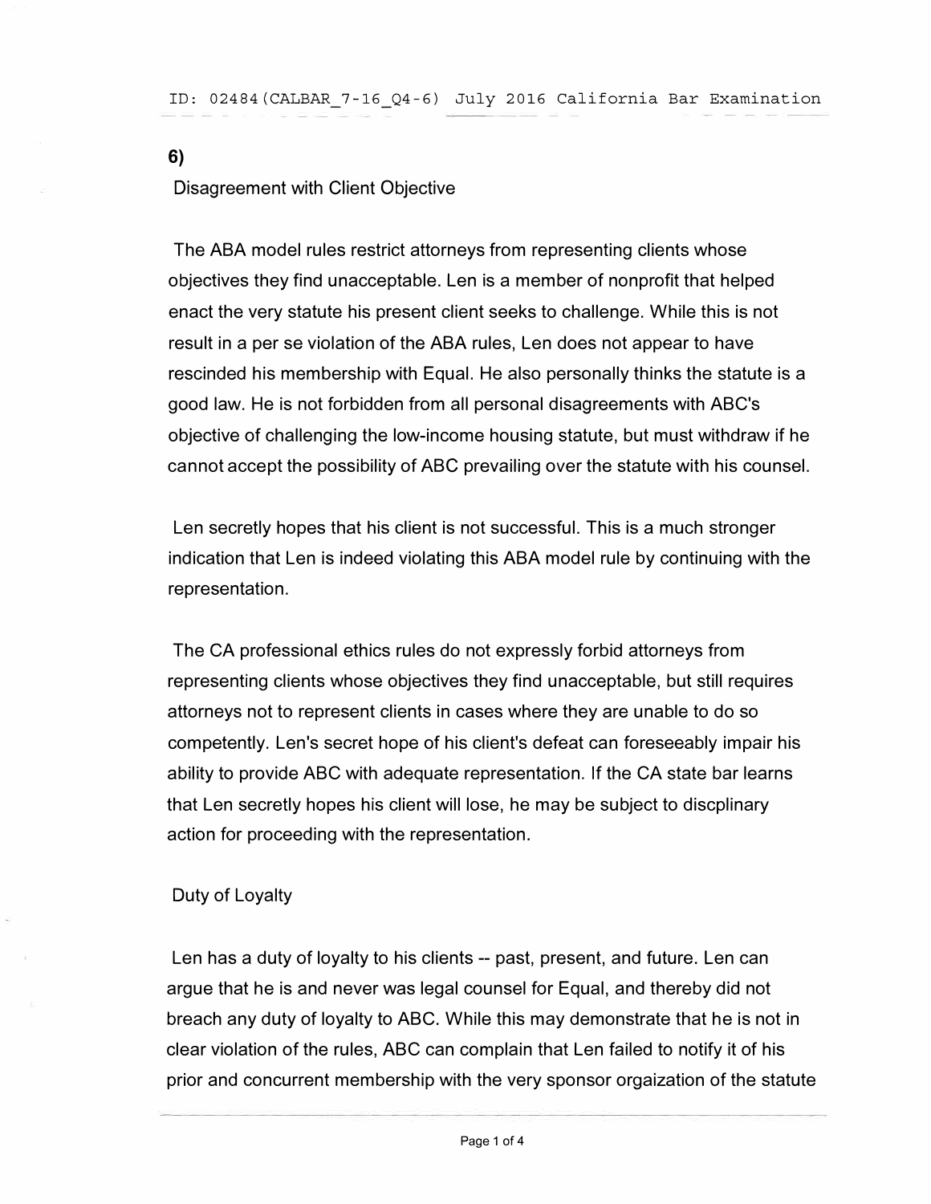6)

Disagreement with Client Objective

The ABA model rules restrict attorneys from representing clients whose objectives they find unacceptable. Len is a member of nonprofit that helped enact the very statute his present client seeks to challenge. While this is not result in a per se violation of the ABA rules, Len does not appear to have rescinded his membership with Equal. He also personally thinks the statute is a good law. He is not forbidden from all personal disagreements with ABC's objective of challenging the low-income housing statute, but must withdraw if he cannot accept the possibility of ABC prevailing over the statute with his counsel.

Len secretly hopes that his client is not successful. This is a much stronger indication that Len is indeed violating this ABA model rule by continuing with the representation.

The CA professional ethics rules do not expressly forbid attorneys from representing clients whose objectives they find unacceptable, but still requires attorneys not to represent clients in cases where they are unable to do so competently. Len's secret hope of his client's defeat can foreseeably impair his ability to provide ABC with adequate representation. If the CA state bar learns that Len secretly hopes his client will lose, he may be subject to discplinary action for proceeding with the representation.

Duty of Loyalty

Len has a duty of loyalty to his clients -- past, present, and future. Len can argue that he is and never was legal counsel for Equal, and thereby did not breach any duty of loyalty to ABC. While this may demonstrate that he is not in clear violation of the rules, ABC can complain that Len failed to notify it of his prior and concurrent membership with the very sponsor orgaization of the statute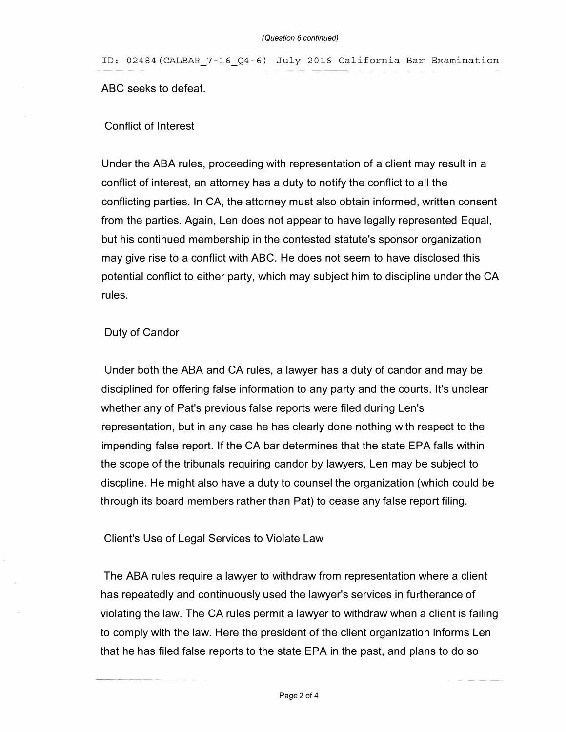ABC seeks to defeat.

Conflict of Interest

Under the ABA rules, proceeding with representation of a client may result in a conflict of interest, an attorney has a duty to notify the conflict to all the conflicting parties. In CA, the attorney must also obtain informed, written consent from the parties. Again, Len does not appear to have legally represented Equal, but his continued membership in the contested statute's sponsor organization may give rise to a conflict with ABC. He does not seem to have disclosed this potential conflict to either party, which may subject him to discipline under the CA rules.

Duty of Candor

Under both the ABA and CA rules, a lawyer has a duty of candor and may be disciplined for offering false information to any party and the courts. It's unclear whether any of Pat's previous false reports were filed during Len's representation, but in any case he has clearly done nothing with respect to the impending false report. If the CA bar determines that the state EPA falls within the scope of the tribunals requiring candor by lawyers, Len may be subject to discpline. He might also have a duty to counsel the organization (which could be through its board members rather than Pat) to cease any false report filing.

Client's Use of Legal Services to Violate Law

The ABA rules require a lawyer to withdraw from representation where a client has repeatedly and continuously used the lawyer's services in furtherance of violating the law. The CA rules permit a lawyer to withdraw when a client is failing to comply with the law. Here the president of the client organization informs Len that he has filed false reports to the state EPA in the past, and plans to do so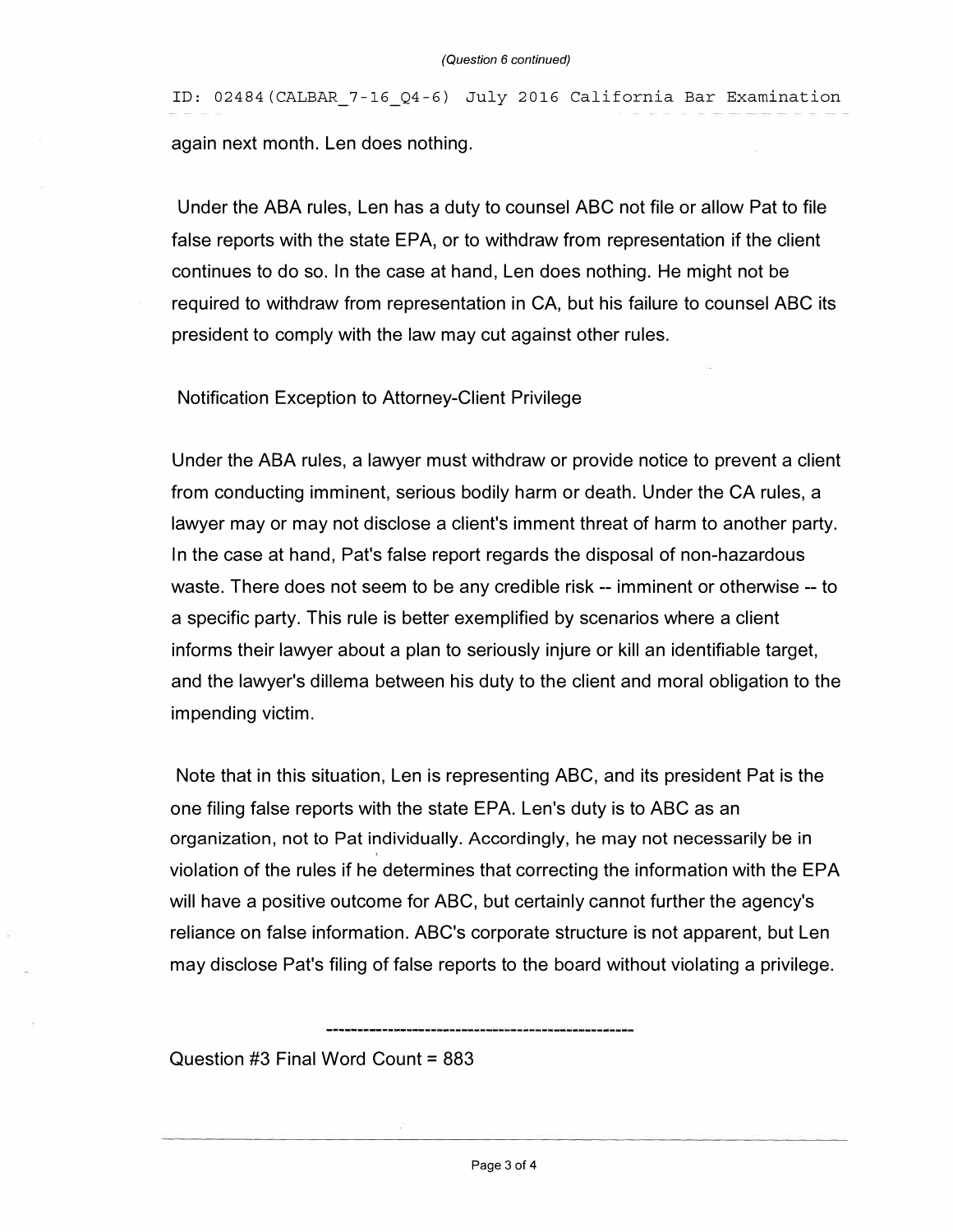again next month. Len does nothing.

Under the ABA rules, Len has a duty to counsel ABC not file or allow Pat to file false reports with the state EPA, or to withdraw from representation if the client continues to do so. In the case at hand, Len does nothing. He might not be required to withdraw from representation in CA, but his failure to counsel ABC its president to comply with the law may cut against other rules.

Notification Exception to Attorney-Client Privilege

Under the ABA rules, a lawyer must withdraw or provide notice to prevent a client from conducting imminent, serious bodily harm or death. Under the CA rules, a lawyer may or may not disclose a client's imment threat of harm to another party. In the case at hand, Pat's false report regards the disposal of non-hazardous waste. There does not seem to be any credible risk -- imminent or otherwise -- to a specific party. This rule is better exemplified by scenarios where a client informs their lawyer about a plan to seriously injure or kill an identifiable target, and the lawyer's dillema between his duty to the client and moral obligation to the impending victim.

Note that in this situation, Len is representing ABC, and its president Pat is the one filing false reports with the state EPA. Len's duty is to ABC as an organization, not to Pat individually. Accordingly, he may not necessarily be in violation of the rules if he determines that correcting the information with the EPA will have a positive outcome for ABC, but certainly cannot further the agency's reliance on false information. ABC's corporate structure is not apparent, but Len may disclose Pat's filing of false reports to the board without violating a privilege.

---

Question #3 Final Word Count = 883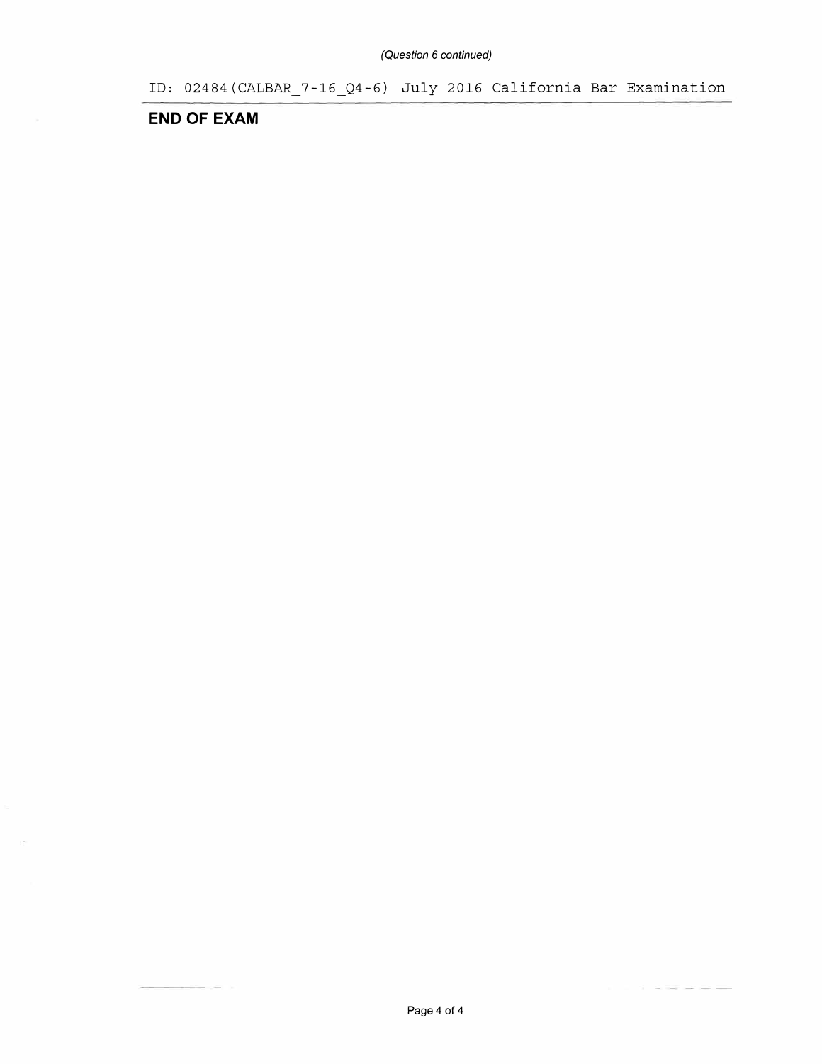*(Question 6 continued)*

ID: 02484(CALBAR_7-16_Q4-6) July 2016 California Bar Examination

**END OF EXAM**